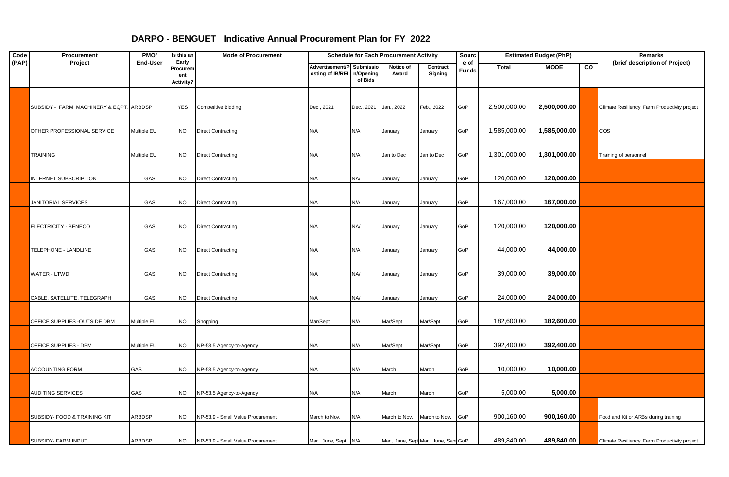# DARPO - BENGUET Indicative Annual Procurement Plan for FY 2022

| Code (PAP) | Procurement Project | PMO/ End-User | Is this an Early Procurement Activity? | Mode of Procurement | Schedule for Each Procurement Activity | | | | Source of Funds | Estimated Budget (PhP) | | | Remarks (brief description of Project) |
|---|---|---|---|---|---|---|---|---|---|---|---|---|---|
| | | | | | Advertisement/Posting of IB/REI | Submission/Opening of Bids | Notice of Award | Contract Signing | | Total | MOOE | CO | |
| | SUBSIDY - FARM MACHINERY & EQPT. | ARBDSP | YES | Competitive Bidding | Dec., 2021 | Dec., 2021 | Jan., 2022 | Feb., 2022 | GoP | 2,500,000.00 | 2,500,000.00 | | Climate Resiliency Farm Productivity project |
| | OTHER PROFESSIONAL SERVICE | Multiple EU | NO | Direct Contracting | N/A | N/A | January | January | GoP | 1,585,000.00 | 1,585,000.00 | | COS |
| | TRAINING | Multiple EU | NO | Direct Contracting | N/A | N/A | Jan to Dec | Jan to Dec | GoP | 1,301,000.00 | 1,301,000.00 | | Training of personnel |
| | INTERNET SUBSCRIPTION | GAS | NO | Direct Contracting | N/A | NA/ | January | January | GoP | 120,000.00 | 120,000.00 | | |
| | JANITORIAL SERVICES | GAS | NO | Direct Contracting | N/A | N/A | January | January | GoP | 167,000.00 | 167,000.00 | | |
| | ELECTRICITY - BENECO | GAS | NO | Direct Contracting | N/A | NA/ | January | January | GoP | 120,000.00 | 120,000.00 | | |
| | TELEPHONE - LANDLINE | GAS | NO | Direct Contracting | N/A | N/A | January | January | GoP | 44,000.00 | 44,000.00 | | |
| | WATER - LTWD | GAS | NO | Direct Contracting | N/A | NA/ | January | January | GoP | 39,000.00 | 39,000.00 | | |
| | CABLE, SATELLITE, TELEGRAPH | GAS | NO | Direct Contracting | N/A | NA/ | January | January | GoP | 24,000.00 | 24,000.00 | | |
| | OFFICE SUPPLIES -OUTSIDE DBM | Multiple EU | NO | Shopping | Mar/Sept | N/A | Mar/Sept | Mar/Sept | GoP | 182,600.00 | 182,600.00 | | |
| | OFFICE SUPPLIES - DBM | Multiple EU | NO | NP-53.5 Agency-to-Agency | N/A | N/A | Mar/Sept | Mar/Sept | GoP | 392,400.00 | 392,400.00 | | |
| | ACCOUNTING FORM | GAS | NO | NP-53.5 Agency-to-Agency | N/A | N/A | March | March | GoP | 10,000.00 | 10,000.00 | | |
| | AUDITING SERVICES | GAS | NO | NP-53.5 Agency-to-Agency | N/A | N/A | March | March | GoP | 5,000.00 | 5,000.00 | | |
| | SUBSIDY- FOOD & TRAINING KIT | ARBDSP | NO | NP-53.9 - Small Value Procurement | March to Nov. | N/A | March to Nov. | March to Nov. | GoP | 900,160.00 | 900,160.00 | | Food and Kit or ARBs during training |
| | SUBSIDY- FARM INPUT | ARBDSP | NO | NP-53.9 - Small Value Procurement | Mar., June, Sept | N/A | Mar., June, Sept | Mar., June, Sept | GoP | 489,840.00 | 489,840.00 | | Climate Resiliency Farm Productivity project |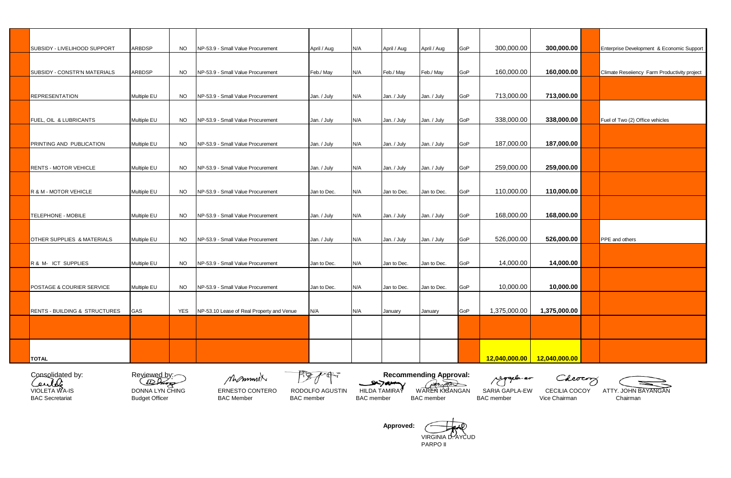| | | | | | | | | | | | | | |
|---|---|---|---|---|---|---|---|---|---|---|---|---|---|
| | SUBSIDY - LIVELIHOOD SUPPORT | ARBDSP | NO | NP-53.9 - Small Value Procurement | April / Aug | N/A | April / Aug | April / Aug | GoP | 300,000.00 | **300,000.00** | | Enterprise Development & Economic Support |
| | SUBSIDY - CONSTR'N MATERIALS | ARBDSP | NO | NP-53.9 - Small Value Procurement | Feb./ May | N/A | Feb./ May | Feb./ May | GoP | 160,000.00 | **160,000.00** | | Climate Reseiiency Farm Productivity project |
| | REPRESENTATION | Multiple EU | NO | NP-53.9 - Small Value Procurement | Jan. / July | N/A | Jan. / July | Jan. / July | GoP | 713,000.00 | **713,000.00** | | |
| | FUEL, OIL & LUBRICANTS | Multiple EU | NO | NP-53.9 - Small Value Procurement | Jan. / July | N/A | Jan. / July | Jan. / July | GoP | 338,000.00 | **338,000.00** | | Fuel of Two (2) Office vehicles |
| | PRINTING AND PUBLICATION | Multiple EU | NO | NP-53.9 - Small Value Procurement | Jan. / July | N/A | Jan. / July | Jan. / July | GoP | 187,000.00 | **187,000.00** | | |
| | RENTS - MOTOR VEHICLE | Multiple EU | NO | NP-53.9 - Small Value Procurement | Jan. / July | N/A | Jan. / July | Jan. / July | GoP | 259,000.00 | **259,000.00** | | |
| | R & M - MOTOR VEHICLE | Multiple EU | NO | NP-53.9 - Small Value Procurement | Jan to Dec. | N/A | Jan to Dec. | Jan to Dec. | GoP | 110,000.00 | **110,000.00** | | |
| | TELEPHONE - MOBILE | Multiple EU | NO | NP-53.9 - Small Value Procurement | Jan. / July | N/A | Jan. / July | Jan. / July | GoP | 168,000.00 | **168,000.00** | | |
| | OTHER SUPPLIES & MATERIALS | Multiple EU | NO | NP-53.9 - Small Value Procurement | Jan. / July | N/A | Jan. / July | Jan. / July | GoP | 526,000.00 | **526,000.00** | | PPE and others |
| | R & M- ICT SUPPLIES | Multiple EU | NO | NP-53.9 - Small Value Procurement | Jan to Dec. | N/A | Jan to Dec. | Jan to Dec. | GoP | 14,000.00 | **14,000.00** | | |
| | POSTAGE & COURIER SERVICE | Multiple EU | NO | NP-53.9 - Small Value Procurement | Jan to Dec. | N/A | Jan to Dec. | Jan to Dec. | GoP | 10,000.00 | **10,000.00** | | |
| | RENTS - BUILDING & STRUCTURES | GAS | YES | NP-53.10 Lease of Real Property and Venue | N/A | N/A | January | January | GoP | 1,375,000.00 | **1,375,000.00** | | |
| | | | | | | | | | | | | | |
| | **TOTAL** | | | | | | | | | **12,040,000.00** | **12,040,000.00** | | |

Consolidated by:
VIOLETA WA-IS
BAC Secretariat

Reviewed by:
DONNA LYN CHING
Budget Officer

ERNESTO CONTERO
BAC Member

RODOLFO AGUSTIN
BAC member

**Recommending Approval:**

HILDA TAMIRAY
BAC member

WAREN KIGANGAN
BAC member

SARIA GAPLA-EW
BAC member

CECILIA COCOY
Vice Chairman

ATTY. JOHN BAYANGAN
Chairman

**Approved:**

VIRGINIA D. AYCUD
PARPO II